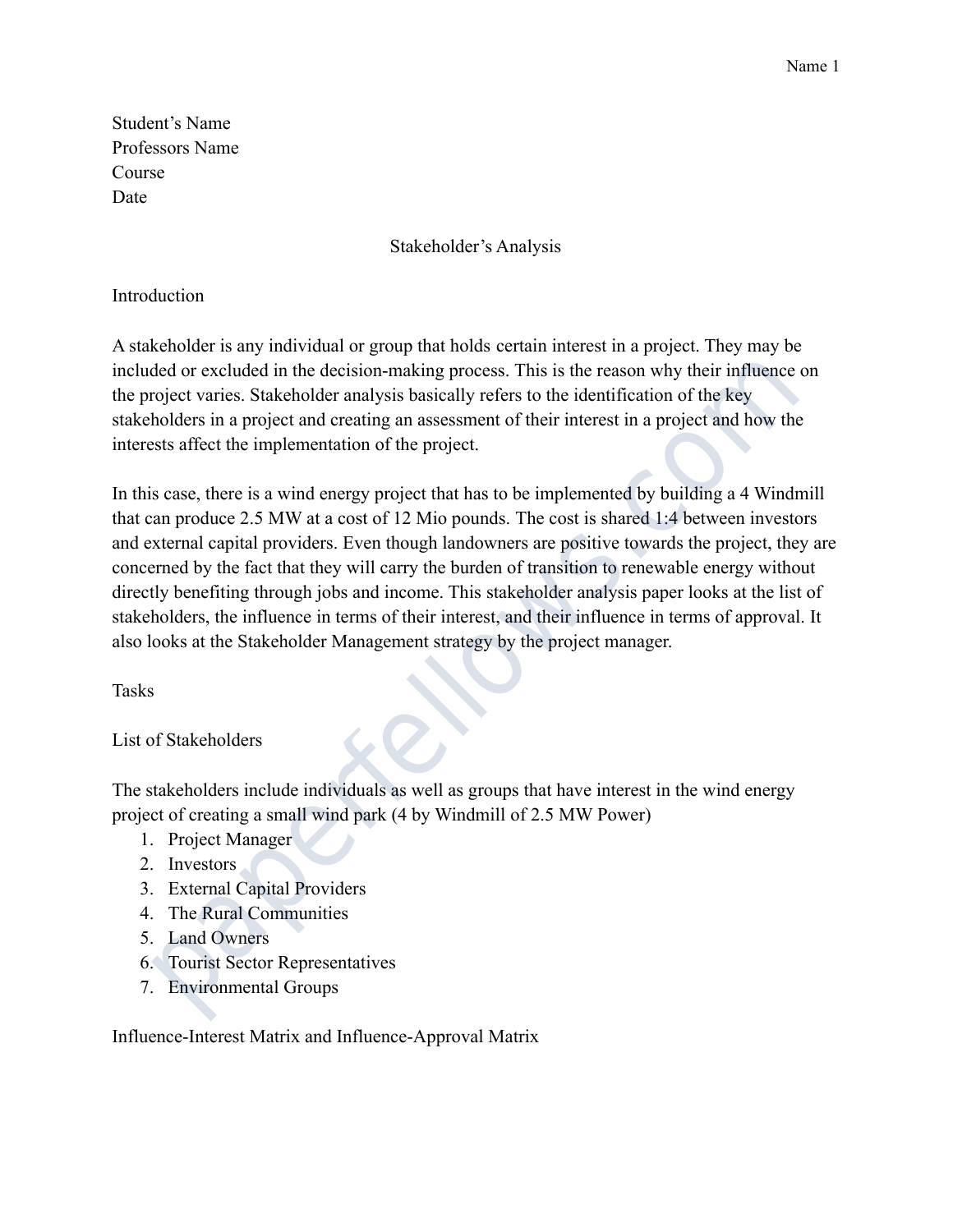Student's Name
Professors Name
Course
Date

# Stakeholder's Analysis

## Introduction

A stakeholder is any individual or group that holds certain interest in a project. They may be included or excluded in the decision-making process. This is the reason why their influence on the project varies. Stakeholder analysis basically refers to the identification of the key stakeholders in a project and creating an assessment of their interest in a project and how the interests affect the implementation of the project.

In this case, there is a wind energy project that has to be implemented by building a 4 Windmill that can produce 2.5 MW at a cost of 12 Mio pounds. The cost is shared 1:4 between investors and external capital providers. Even though landowners are positive towards the project, they are concerned by the fact that they will carry the burden of transition to renewable energy without directly benefiting through jobs and income. This stakeholder analysis paper looks at the list of stakeholders, the influence in terms of their interest, and their influence in terms of approval. It also looks at the Stakeholder Management strategy by the project manager.

## Tasks

### List of Stakeholders

The stakeholders include individuals as well as groups that have interest in the wind energy project of creating a small wind park (4 by Windmill of 2.5 MW Power)

1. Project Manager
2. Investors
3. External Capital Providers
4. The Rural Communities
5. Land Owners
6. Tourist Sector Representatives
7. Environmental Groups

### Influence-Interest Matrix and Influence-Approval Matrix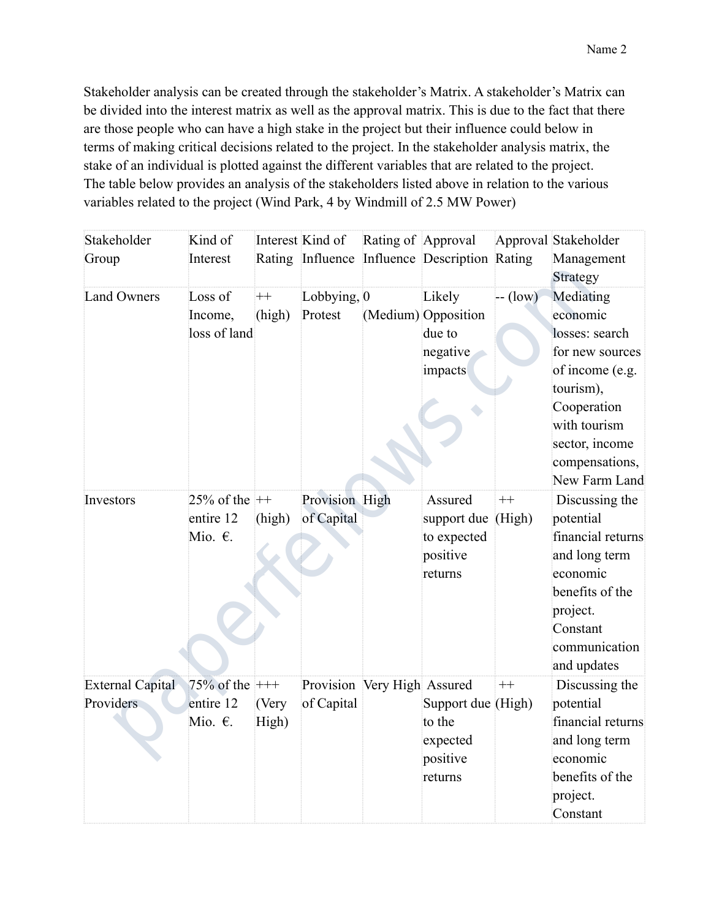Stakeholder analysis can be created through the stakeholder's Matrix. A stakeholder's Matrix can be divided into the interest matrix as well as the approval matrix. This is due to the fact that there are those people who can have a high stake in the project but their influence could below in terms of making critical decisions related to the project. In the stakeholder analysis matrix, the stake of an individual is plotted against the different variables that are related to the project. The table below provides an analysis of the stakeholders listed above in relation to the various variables related to the project (Wind Park, 4 by Windmill of 2.5 MW Power)

| Stakeholder Group | Kind of Interest | Interest Rating | Kind of Influence | Rating of Influence | Approval Description | Approval Rating | Stakeholder Management Strategy |
|---|---|---|---|---|---|---|---|
| Land Owners | Loss of Income, loss of land | ++ (high) | Lobbying, Protest | 0 (Medium) | Likely Opposition due to negative impacts | -- (low) | Mediating economic losses: search for new sources of income (e.g. tourism), Cooperation with tourism sector, income compensations, New Farm Land |
| Investors | 25% of the entire 12 Mio. €. | ++ (high) | Provision of Capital | High | Assured support due to expected positive returns | ++ (High) | Discussing the potential financial returns and long term economic benefits of the project. Constant communication and updates |
| External Capital Providers | 75% of the entire 12 Mio. €. | +++ (Very High) | Provision of Capital | Very High | Assured Support due to the expected positive returns | ++ (High) | Discussing the potential financial returns and long term economic benefits of the project. Constant |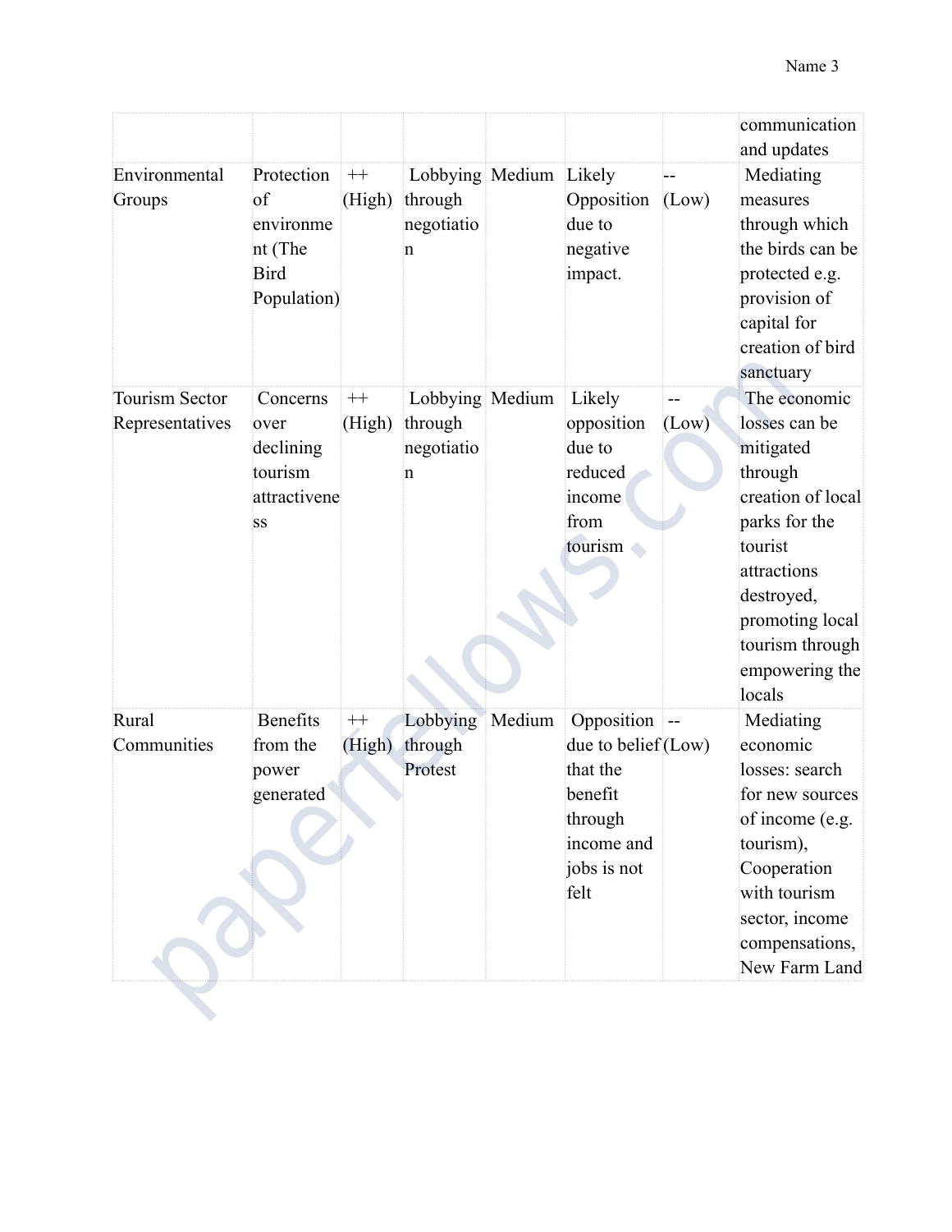| | | | | | | | |
|---|---|---|---|---|---|---|---|
| | | | | | | | communication and updates |
| Environmental Groups | Protection of environment (The Bird Population) | ++ (High) | Lobbying through negotiation | Medium | Likely Opposition due to negative impact. | -- (Low) | Mediating measures through which the birds can be protected e.g. provision of capital for creation of bird sanctuary |
| Tourism Sector Representatives | Concerns over declining tourism attractiveness | ++ (High) | Lobbying through negotiation | Medium | Likely opposition due to reduced income from tourism | -- (Low) | The economic losses can be mitigated through creation of local parks for the tourist attractions destroyed, promoting local tourism through empowering the locals |
| Rural Communities | Benefits from the power generated | ++ (High) | Lobbying through Protest | Medium | Opposition due to belief that the benefit through income and jobs is not felt | -- (Low) | Mediating economic losses: search for new sources of income (e.g. tourism), Cooperation with tourism sector, income compensations, New Farm Land |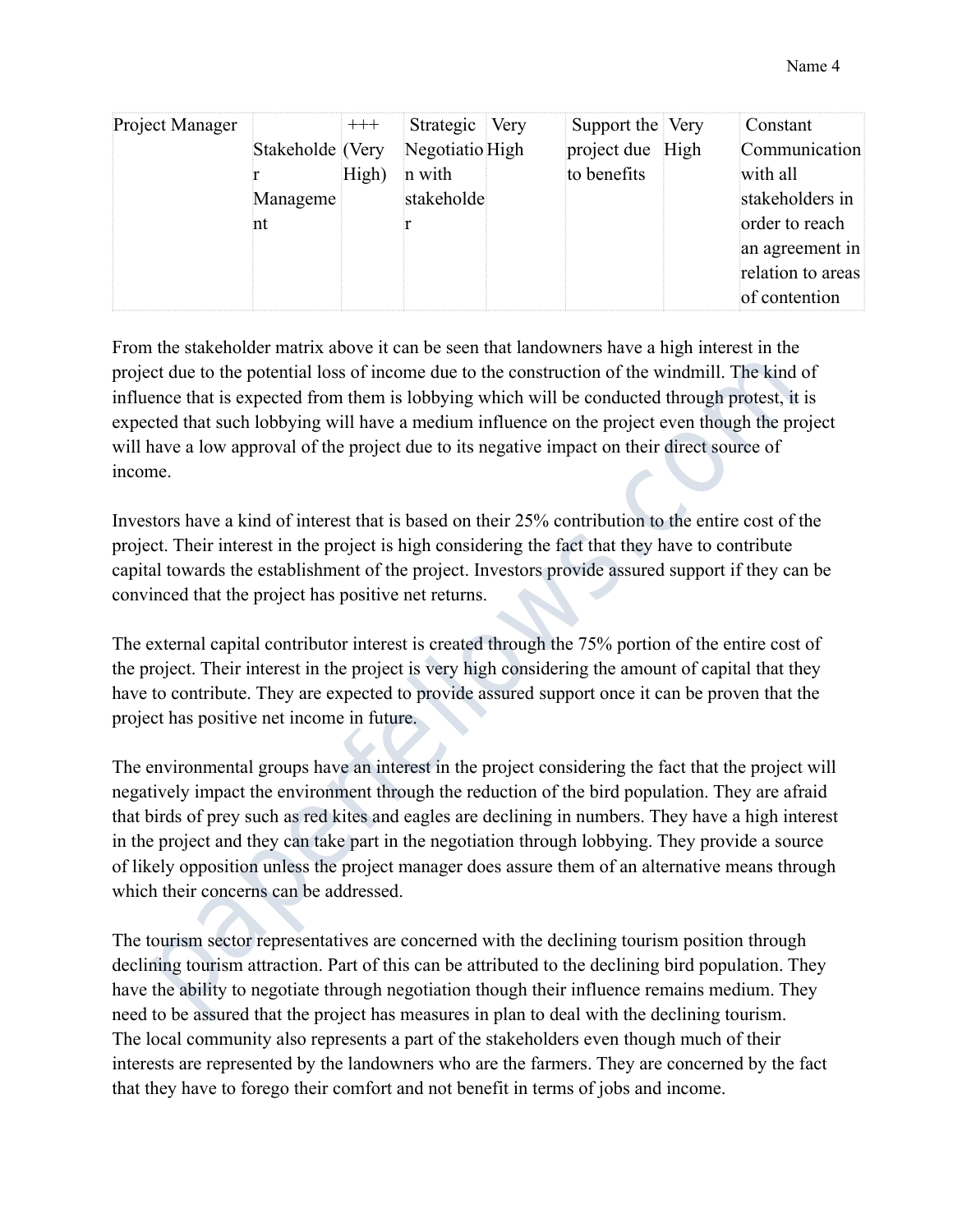| Project Manager | Stakeholder Management | +++ (Very High) | Strategic Negotiation with stakeholder | Very High | Support the project due to benefits | Very High | Constant Communication with all stakeholders in order to reach an agreement in relation to areas of contention |
|---|---|---|---|---|---|---|---|

From the stakeholder matrix above it can be seen that landowners have a high interest in the project due to the potential loss of income due to the construction of the windmill. The kind of influence that is expected from them is lobbying which will be conducted through protest, it is expected that such lobbying will have a medium influence on the project even though the project will have a low approval of the project due to its negative impact on their direct source of income.

Investors have a kind of interest that is based on their 25% contribution to the entire cost of the project. Their interest in the project is high considering the fact that they have to contribute capital towards the establishment of the project. Investors provide assured support if they can be convinced that the project has positive net returns.

The external capital contributor interest is created through the 75% portion of the entire cost of the project. Their interest in the project is very high considering the amount of capital that they have to contribute. They are expected to provide assured support once it can be proven that the project has positive net income in future.

The environmental groups have an interest in the project considering the fact that the project will negatively impact the environment through the reduction of the bird population. They are afraid that birds of prey such as red kites and eagles are declining in numbers. They have a high interest in the project and they can take part in the negotiation through lobbying. They provide a source of likely opposition unless the project manager does assure them of an alternative means through which their concerns can be addressed.

The tourism sector representatives are concerned with the declining tourism position through declining tourism attraction. Part of this can be attributed to the declining bird population. They have the ability to negotiate through negotiation though their influence remains medium. They need to be assured that the project has measures in plan to deal with the declining tourism.
The local community also represents a part of the stakeholders even though much of their interests are represented by the landowners who are the farmers. They are concerned by the fact that they have to forego their comfort and not benefit in terms of jobs and income.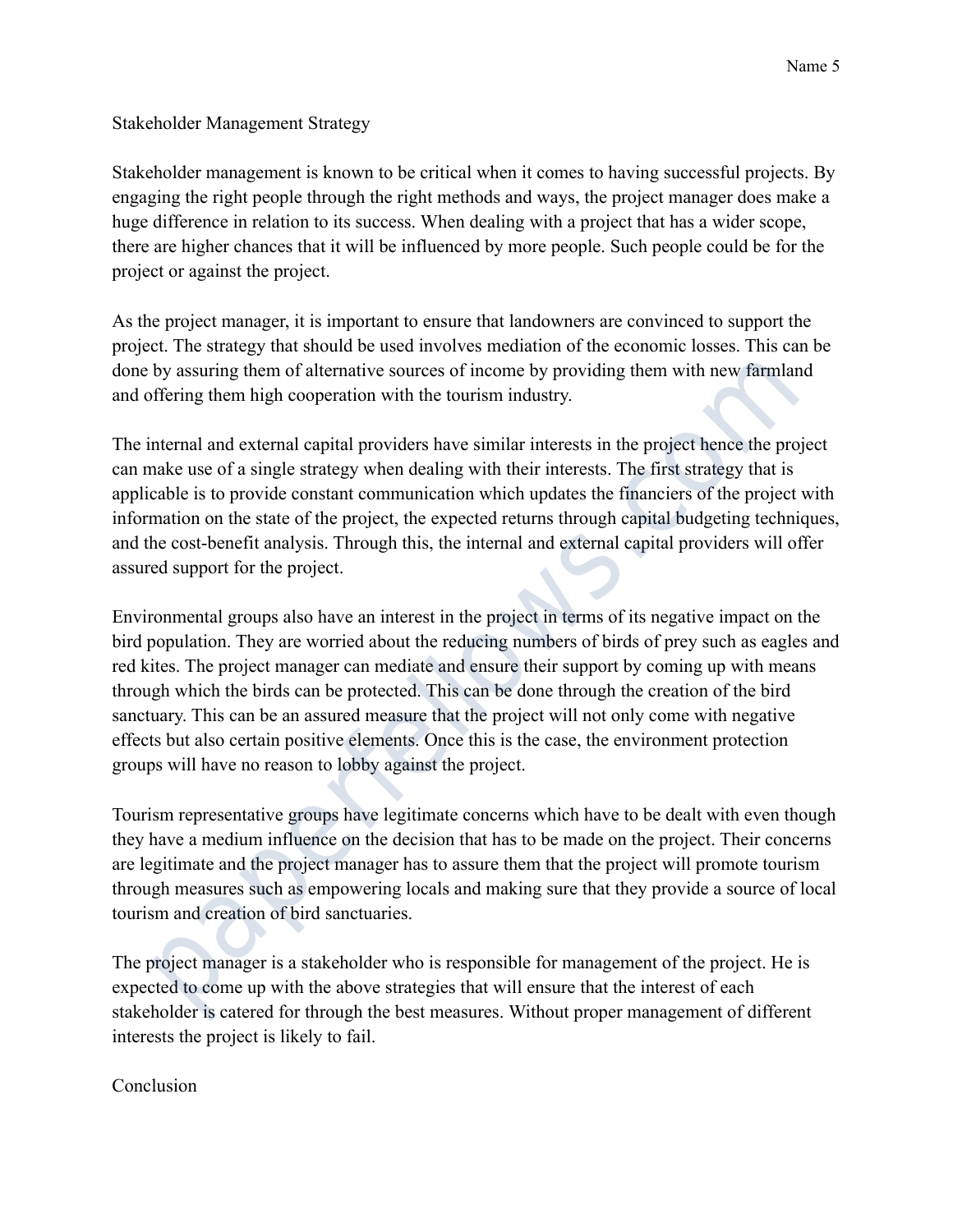## Stakeholder Management Strategy

Stakeholder management is known to be critical when it comes to having successful projects. By engaging the right people through the right methods and ways, the project manager does make a huge difference in relation to its success. When dealing with a project that has a wider scope, there are higher chances that it will be influenced by more people. Such people could be for the project or against the project.

As the project manager, it is important to ensure that landowners are convinced to support the project. The strategy that should be used involves mediation of the economic losses. This can be done by assuring them of alternative sources of income by providing them with new farmland and offering them high cooperation with the tourism industry.

The internal and external capital providers have similar interests in the project hence the project can make use of a single strategy when dealing with their interests. The first strategy that is applicable is to provide constant communication which updates the financiers of the project with information on the state of the project, the expected returns through capital budgeting techniques, and the cost-benefit analysis. Through this, the internal and external capital providers will offer assured support for the project.

Environmental groups also have an interest in the project in terms of its negative impact on the bird population. They are worried about the reducing numbers of birds of prey such as eagles and red kites. The project manager can mediate and ensure their support by coming up with means through which the birds can be protected. This can be done through the creation of the bird sanctuary. This can be an assured measure that the project will not only come with negative effects but also certain positive elements. Once this is the case, the environment protection groups will have no reason to lobby against the project.

Tourism representative groups have legitimate concerns which have to be dealt with even though they have a medium influence on the decision that has to be made on the project. Their concerns are legitimate and the project manager has to assure them that the project will promote tourism through measures such as empowering locals and making sure that they provide a source of local tourism and creation of bird sanctuaries.

The project manager is a stakeholder who is responsible for management of the project. He is expected to come up with the above strategies that will ensure that the interest of each stakeholder is catered for through the best measures. Without proper management of different interests the project is likely to fail.

## Conclusion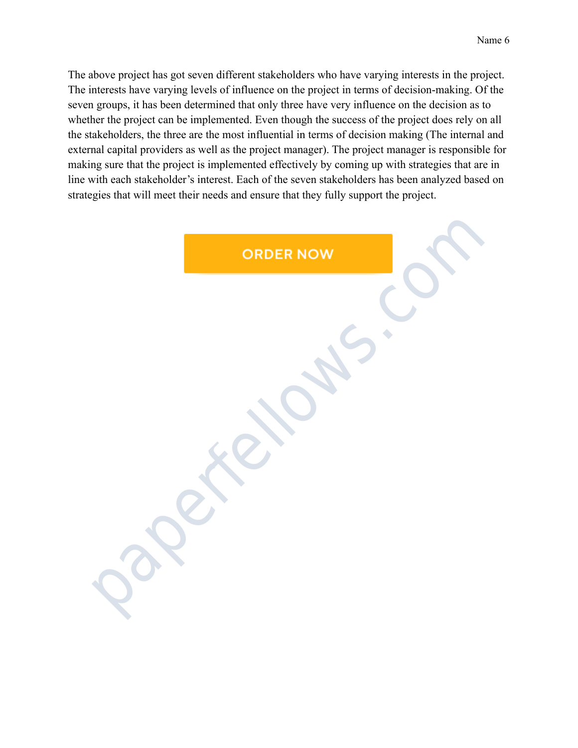The above project has got seven different stakeholders who have varying interests in the project. The interests have varying levels of influence on the project in terms of decision-making. Of the seven groups, it has been determined that only three have very influence on the decision as to whether the project can be implemented. Even though the success of the project does rely on all the stakeholders, the three are the most influential in terms of decision making (The internal and external capital providers as well as the project manager). The project manager is responsible for making sure that the project is implemented effectively by coming up with strategies that are in line with each stakeholder's interest. Each of the seven stakeholders has been analyzed based on strategies that will meet their needs and ensure that they fully support the project.